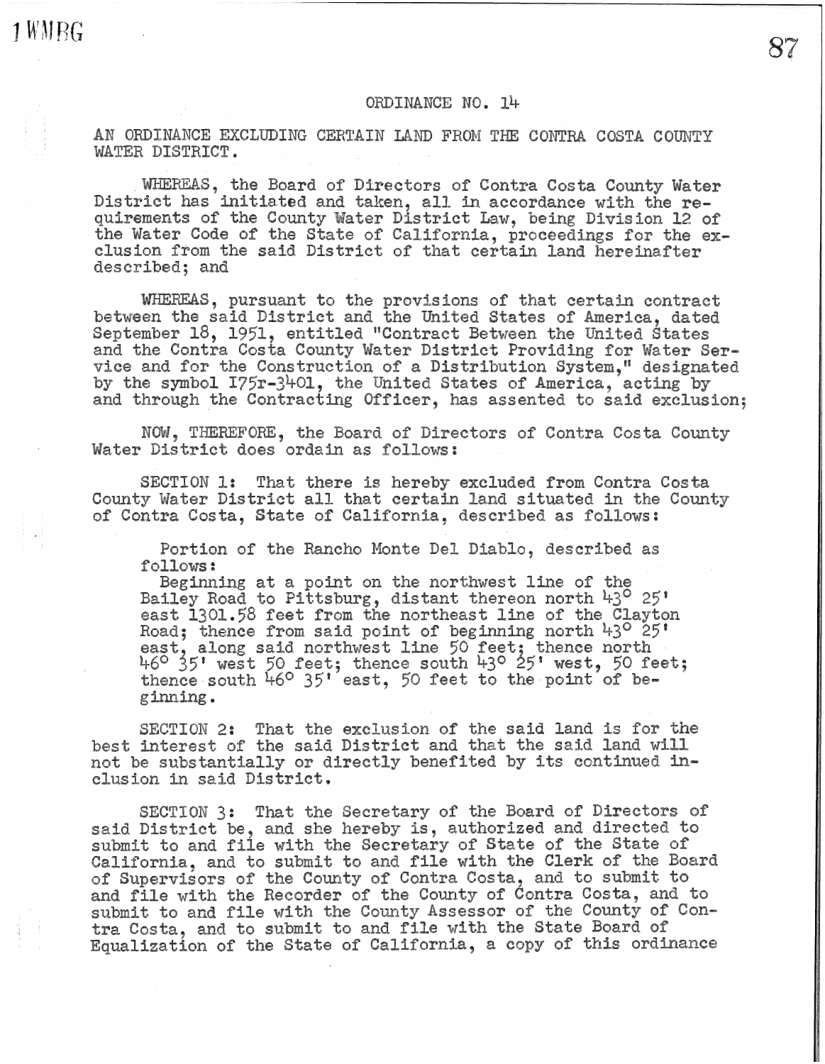# ORDINANCE NO. 14

AN ORDINANCE EXCLUDING CERTAIN LAND FROM THE CONTRA COSTA COUNTY WATER DISTRICT.

WHEREAS, the Board of Directors of Contra Costa County Water District has initiated and taken, all in accordance with the requirements of the County Water District Law, being Division 12 of the Water Code of the State of California, proceedings for the exclusion from the said District of that certain land hereinafter described; and

WHEREAS, pursuant to the provisions of that certain contract between the said District and the United States of America, dated September 18, 1951, entitled "Contract Between the United States and the Contra Costa County Water District Providing for Water Service and for the Construction of a Distribution System," designated by the symbol I75r-3401, the United States of America, acting by and through the Contracting Officer, has assented to said exclusion;

NOW, THEREFORE, the Board of Directors of Contra Costa County Water District does ordain as follows:

SECTION 1: That there is hereby excluded from Contra Costa County Water District all that certain land situated in the County of Contra Costa, State of California, described as follows:

> Portion of the Rancho Monte Del Diablo, described as follows:
> Beginning at a point on the northwest line of the Bailey Road to Pittsburg, distant thereon north 43° 25' east 1301.58 feet from the northeast line of the Clayton Road; thence from said point of beginning north 43° 25' east, along said northwest line 50 feet; thence north 46° 35' west 50 feet; thence south 43° 25' west, 50 feet; thence south 46° 35' east, 50 feet to the point of beginning.

SECTION 2: That the exclusion of the said land is for the best interest of the said District and that the said land will not be substantially or directly benefited by its continued inclusion in said District.

SECTION 3: That the Secretary of the Board of Directors of said District be, and she hereby is, authorized and directed to submit to and file with the Secretary of State of the State of California, and to submit to and file with the Clerk of the Board of Supervisors of the County of Contra Costa, and to submit to and file with the Recorder of the County of Contra Costa, and to submit to and file with the County Assessor of the County of Contra Costa, and to submit to and file with the State Board of Equalization of the State of California, a copy of this ordinance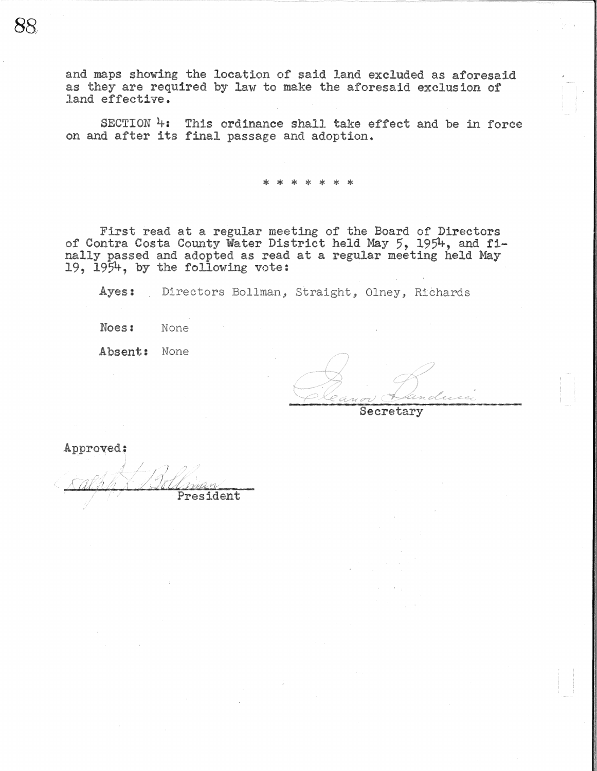and maps showing the location of said land excluded as aforesaid as they are required by law to make the aforesaid exclusion of land effective.

SECTION 4: This ordinance shall take effect and be in force on and after its final passage and adoption.

\* \* \* \* \* \* \*

First read at a regular meeting of the Board of Directors of Contra Costa County Water District held May 5, 1954, and finally passed and adopted as read at a regular meeting held May 19, 1954, by the following vote:

Ayes: Directors Bollman, Straight, Olney, Richards

Noes: None

Absent: None

Eleanor Landucci
Secretary

Approved:

Ralph L. Bollman
President